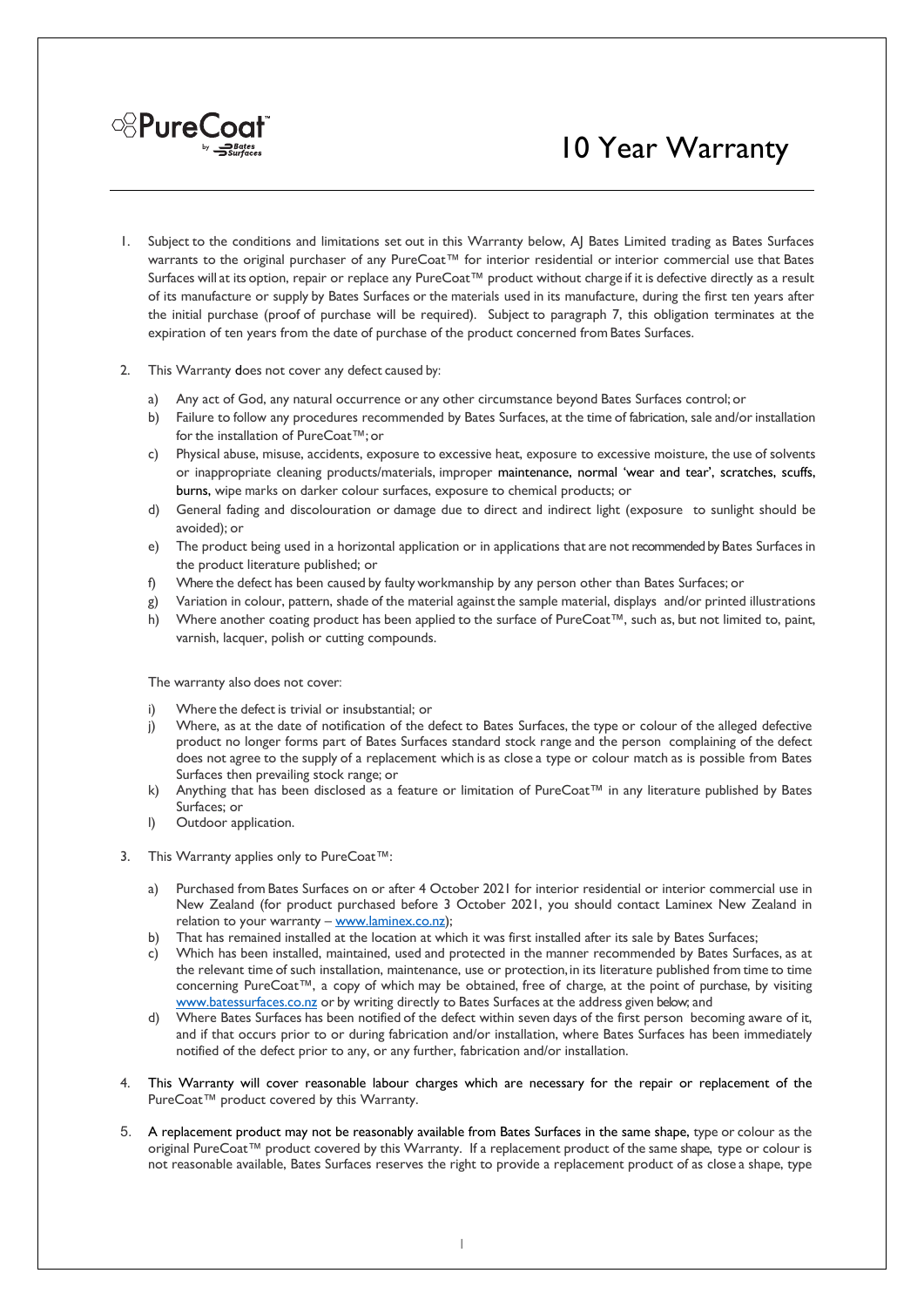PureCoat™ by Bates Surfaces

# 10 Year Warranty

1. Subject to the conditions and limitations set out in this Warranty below, AJ Bates Limited trading as Bates Surfaces warrants to the original purchaser of any PureCoat™ for interior residential or interior commercial use that Bates Surfaces will at its option, repair or replace any PureCoat™ product without charge if it is defective directly as a result of its manufacture or supply by Bates Surfaces or the materials used in its manufacture, during the first ten years after the initial purchase (proof of purchase will be required). Subject to paragraph 7, this obligation terminates at the expiration of ten years from the date of purchase of the product concerned from Bates Surfaces.

2. This Warranty does not cover any defect caused by:

   a) Any act of God, any natural occurrence or any other circumstance beyond Bates Surfaces control; or
   b) Failure to follow any procedures recommended by Bates Surfaces, at the time of fabrication, sale and/or installation for the installation of PureCoat™; or
   c) Physical abuse, misuse, accidents, exposure to excessive heat, exposure to excessive moisture, the use of solvents or inappropriate cleaning products/materials, improper maintenance, normal 'wear and tear', scratches, scuffs, burns, wipe marks on darker colour surfaces, exposure to chemical products; or
   d) General fading and discolouration or damage due to direct and indirect light (exposure to sunlight should be avoided); or
   e) The product being used in a horizontal application or in applications that are not recommended by Bates Surfaces in the product literature published; or
   f) Where the defect has been caused by faulty workmanship by any person other than Bates Surfaces; or
   g) Variation in colour, pattern, shade of the material against the sample material, displays and/or printed illustrations
   h) Where another coating product has been applied to the surface of PureCoat™, such as, but not limited to, paint, varnish, lacquer, polish or cutting compounds.

   The warranty also does not cover:

   i) Where the defect is trivial or insubstantial; or
   j) Where, as at the date of notification of the defect to Bates Surfaces, the type or colour of the alleged defective product no longer forms part of Bates Surfaces standard stock range and the person complaining of the defect does not agree to the supply of a replacement which is as close a type or colour match as is possible from Bates Surfaces then prevailing stock range; or
   k) Anything that has been disclosed as a feature or limitation of PureCoat™ in any literature published by Bates Surfaces; or
   l) Outdoor application.

3. This Warranty applies only to PureCoat™:

   a) Purchased from Bates Surfaces on or after 4 October 2021 for interior residential or interior commercial use in New Zealand (for product purchased before 3 October 2021, you should contact Laminex New Zealand in relation to your warranty – [www.laminex.co.nz](www.laminex.co.nz));
   b) That has remained installed at the location at which it was first installed after its sale by Bates Surfaces;
   c) Which has been installed, maintained, used and protected in the manner recommended by Bates Surfaces, as at the relevant time of such installation, maintenance, use or protection, in its literature published from time to time concerning PureCoat™, a copy of which may be obtained, free of charge, at the point of purchase, by visiting [www.batessurfaces.co.nz](www.batessurfaces.co.nz) or by writing directly to Bates Surfaces at the address given below; and
   d) Where Bates Surfaces has been notified of the defect within seven days of the first person becoming aware of it, and if that occurs prior to or during fabrication and/or installation, where Bates Surfaces has been immediately notified of the defect prior to any, or any further, fabrication and/or installation.

4. This Warranty will cover reasonable labour charges which are necessary for the repair or replacement of the PureCoat™ product covered by this Warranty.

5. A replacement product may not be reasonably available from Bates Surfaces in the same shape, type or colour as the original PureCoat™ product covered by this Warranty. If a replacement product of the same shape, type or colour is not reasonable available, Bates Surfaces reserves the right to provide a replacement product of as close a shape, type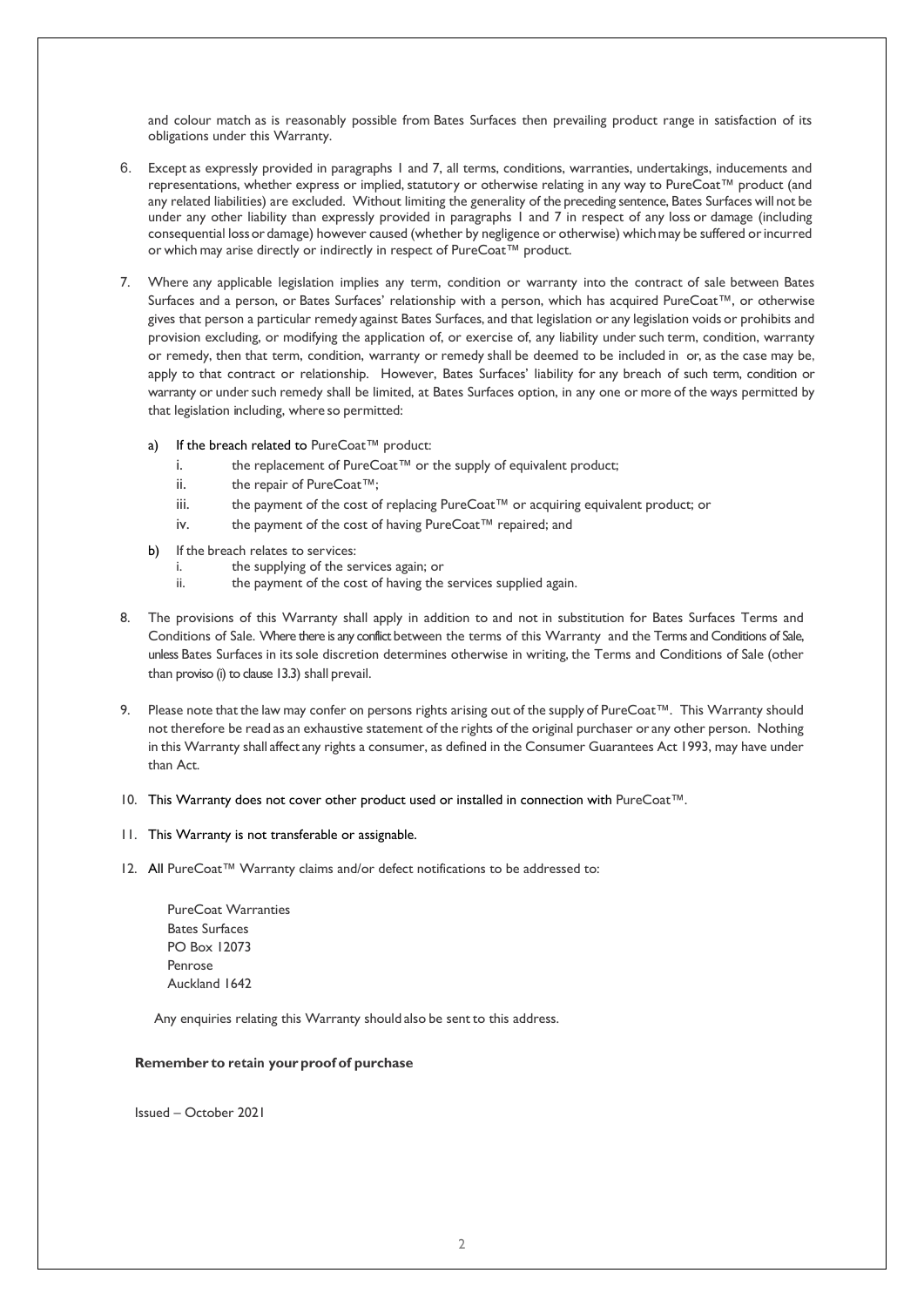and colour match as is reasonably possible from Bates Surfaces then prevailing product range in satisfaction of its obligations under this Warranty.

6. Except as expressly provided in paragraphs 1 and 7, all terms, conditions, warranties, undertakings, inducements and representations, whether express or implied, statutory or otherwise relating in any way to PureCoat™ product (and any related liabilities) are excluded. Without limiting the generality of the preceding sentence, Bates Surfaces will not be under any other liability than expressly provided in paragraphs 1 and 7 in respect of any loss or damage (including consequential loss or damage) however caused (whether by negligence or otherwise) which may be suffered or incurred or which may arise directly or indirectly in respect of PureCoat™ product.

7. Where any applicable legislation implies any term, condition or warranty into the contract of sale between Bates Surfaces and a person, or Bates Surfaces' relationship with a person, which has acquired PureCoat™, or otherwise gives that person a particular remedy against Bates Surfaces, and that legislation or any legislation voids or prohibits and provision excluding, or modifying the application of, or exercise of, any liability under such term, condition, warranty or remedy, then that term, condition, warranty or remedy shall be deemed to be included in or, as the case may be, apply to that contract or relationship. However, Bates Surfaces' liability for any breach of such term, condition or warranty or under such remedy shall be limited, at Bates Surfaces option, in any one or more of the ways permitted by that legislation including, where so permitted:

   a) If the breach related to PureCoat™ product:
      i. the replacement of PureCoat™ or the supply of equivalent product;
      ii. the repair of PureCoat™;
      iii. the payment of the cost of replacing PureCoat™ or acquiring equivalent product; or
      iv. the payment of the cost of having PureCoat™ repaired; and

   b) If the breach relates to services:
      i. the supplying of the services again; or
      ii. the payment of the cost of having the services supplied again.

8. The provisions of this Warranty shall apply in addition to and not in substitution for Bates Surfaces Terms and Conditions of Sale. Where there is any conflict between the terms of this Warranty and the Terms and Conditions of Sale, unless Bates Surfaces in its sole discretion determines otherwise in writing, the Terms and Conditions of Sale (other than proviso (i) to clause 13.3) shall prevail.

9. Please note that the law may confer on persons rights arising out of the supply of PureCoat™. This Warranty should not therefore be read as an exhaustive statement of the rights of the original purchaser or any other person. Nothing in this Warranty shall affect any rights a consumer, as defined in the Consumer Guarantees Act 1993, may have under than Act.

10. This Warranty does not cover other product used or installed in connection with PureCoat™.

11. This Warranty is not transferable or assignable.

12. All PureCoat™ Warranty claims and/or defect notifications to be addressed to:

    PureCoat Warranties
    Bates Surfaces
    PO Box 12073
    Penrose
    Auckland 1642

    Any enquiries relating this Warranty should also be sent to this address.

**Remember to retain your proof of purchase**

Issued – October 2021